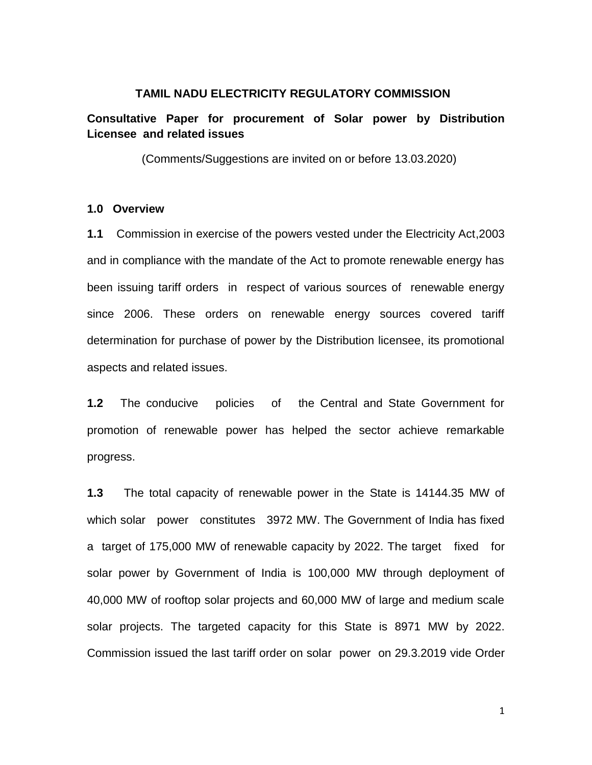# TAMIL NADU ELECTRICITY REGULATORY COMMISSION

## Consultative Paper for procurement of Solar power by Distribution Licensee and related issues

(Comments/Suggestions are invited on or before 13.03.2020)

### 1.0 Overview

**1.1** Commission in exercise of the powers vested under the Electricity Act,2003 and in compliance with the mandate of the Act to promote renewable energy has been issuing tariff orders in respect of various sources of renewable energy since 2006. These orders on renewable energy sources covered tariff determination for purchase of power by the Distribution licensee, its promotional aspects and related issues.

**1.2** The conducive policies of the Central and State Government for promotion of renewable power has helped the sector achieve remarkable progress.

**1.3** The total capacity of renewable power in the State is 14144.35 MW of which solar power constitutes 3972 MW. The Government of India has fixed a target of 175,000 MW of renewable capacity by 2022. The target fixed for solar power by Government of India is 100,000 MW through deployment of 40,000 MW of rooftop solar projects and 60,000 MW of large and medium scale solar projects. The targeted capacity for this State is 8971 MW by 2022. Commission issued the last tariff order on solar power on 29.3.2019 vide Order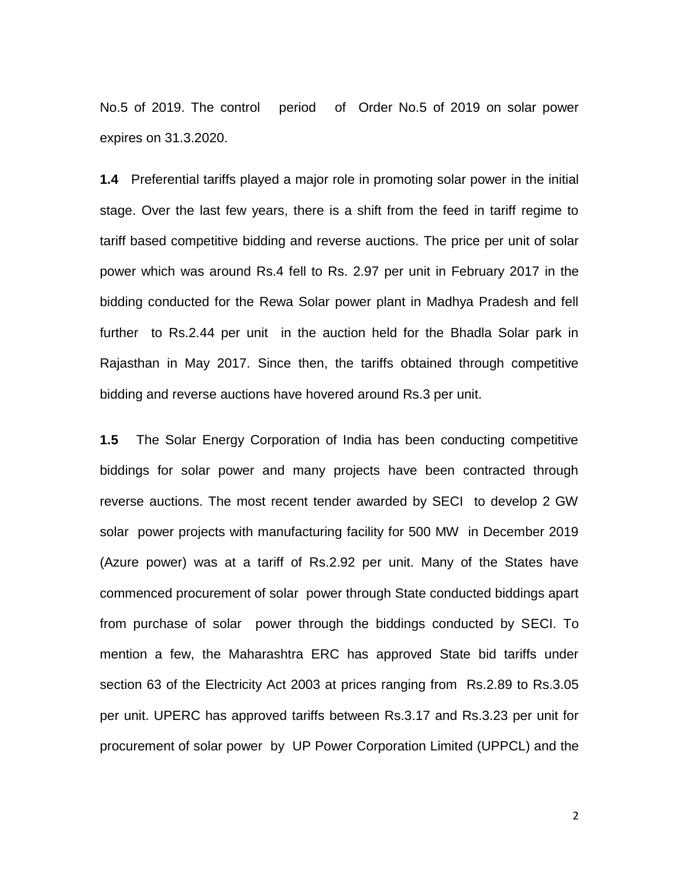No.5 of 2019. The control period of Order No.5 of 2019 on solar power expires on 31.3.2020.

**1.4** Preferential tariffs played a major role in promoting solar power in the initial stage. Over the last few years, there is a shift from the feed in tariff regime to tariff based competitive bidding and reverse auctions. The price per unit of solar power which was around Rs.4 fell to Rs. 2.97 per unit in February 2017 in the bidding conducted for the Rewa Solar power plant in Madhya Pradesh and fell further to Rs.2.44 per unit in the auction held for the Bhadla Solar park in Rajasthan in May 2017. Since then, the tariffs obtained through competitive bidding and reverse auctions have hovered around Rs.3 per unit.

**1.5** The Solar Energy Corporation of India has been conducting competitive biddings for solar power and many projects have been contracted through reverse auctions. The most recent tender awarded by SECI to develop 2 GW solar power projects with manufacturing facility for 500 MW in December 2019 (Azure power) was at a tariff of Rs.2.92 per unit. Many of the States have commenced procurement of solar power through State conducted biddings apart from purchase of solar power through the biddings conducted by SECI. To mention a few, the Maharashtra ERC has approved State bid tariffs under section 63 of the Electricity Act 2003 at prices ranging from Rs.2.89 to Rs.3.05 per unit. UPERC has approved tariffs between Rs.3.17 and Rs.3.23 per unit for procurement of solar power by UP Power Corporation Limited (UPPCL) and the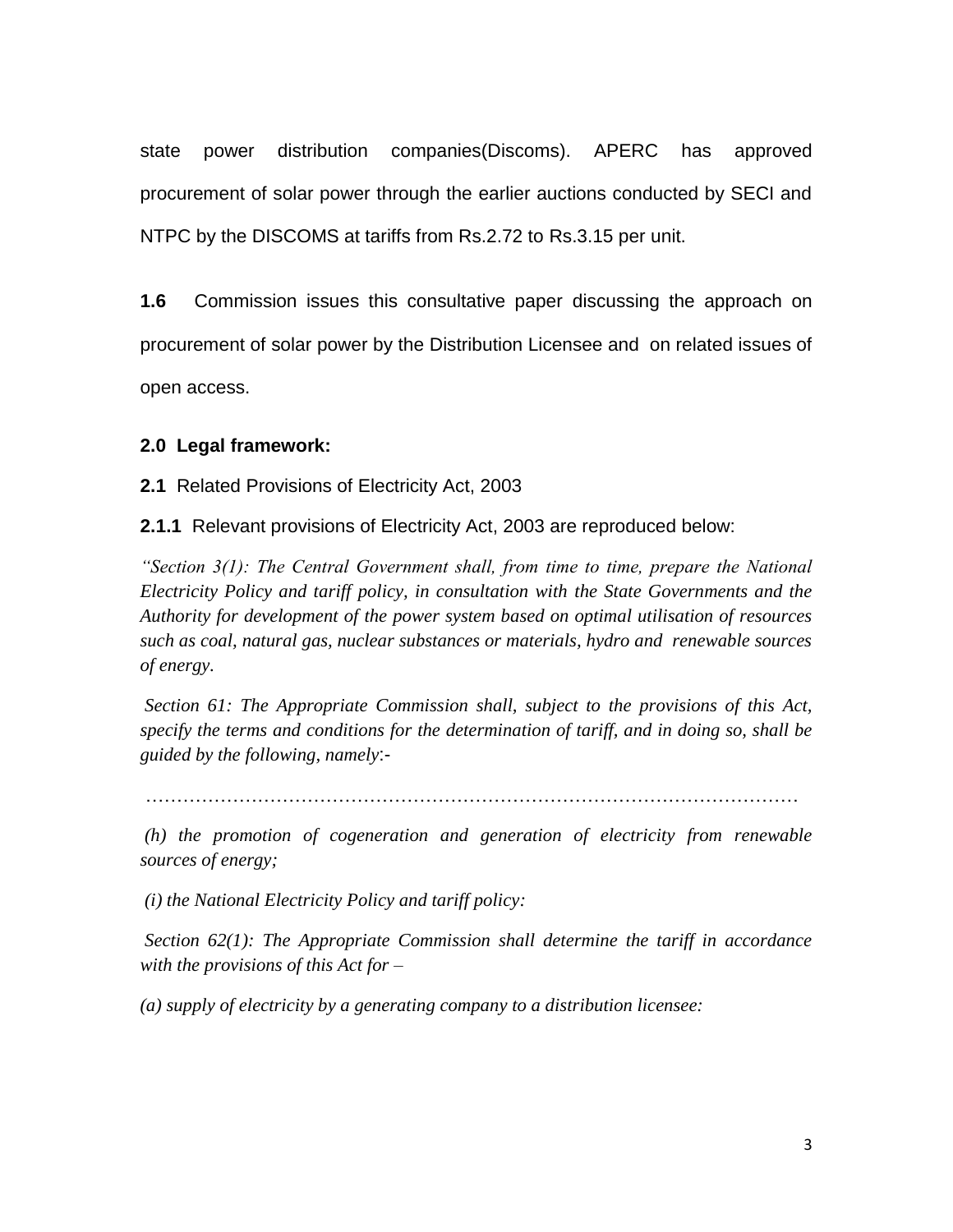state power distribution companies(Discoms). APERC has approved procurement of solar power through the earlier auctions conducted by SECI and NTPC by the DISCOMS at tariffs from Rs.2.72 to Rs.3.15 per unit.

**1.6** Commission issues this consultative paper discussing the approach on procurement of solar power by the Distribution Licensee and on related issues of open access.

**2.0 Legal framework:**

**2.1** Related Provisions of Electricity Act, 2003

**2.1.1** Relevant provisions of Electricity Act, 2003 are reproduced below:

*"Section 3(1): The Central Government shall, from time to time, prepare the National Electricity Policy and tariff policy, in consultation with the State Governments and the Authority for development of the power system based on optimal utilisation of resources such as coal, natural gas, nuclear substances or materials, hydro and renewable sources of energy.*

*Section 61: The Appropriate Commission shall, subject to the provisions of this Act, specify the terms and conditions for the determination of tariff, and in doing so, shall be guided by the following, namely:-*

*…………………………………………………………………………………………*

*(h) the promotion of cogeneration and generation of electricity from renewable sources of energy;*

*(i) the National Electricity Policy and tariff policy:*

*Section 62(1): The Appropriate Commission shall determine the tariff in accordance with the provisions of this Act for –*

*(a) supply of electricity by a generating company to a distribution licensee:*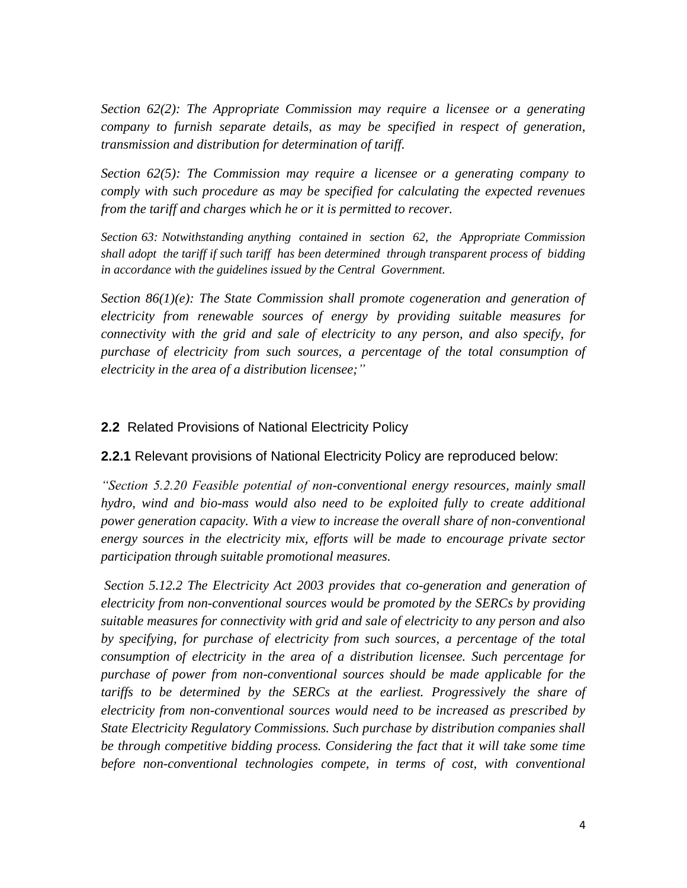*Section 62(2): The Appropriate Commission may require a licensee or a generating company to furnish separate details, as may be specified in respect of generation, transmission and distribution for determination of tariff.*

*Section 62(5): The Commission may require a licensee or a generating company to comply with such procedure as may be specified for calculating the expected revenues from the tariff and charges which he or it is permitted to recover.*

*Section 63: Notwithstanding anything contained in section 62, the Appropriate Commission shall adopt the tariff if such tariff has been determined through transparent process of bidding in accordance with the guidelines issued by the Central Government.*

*Section 86(1)(e): The State Commission shall promote cogeneration and generation of electricity from renewable sources of energy by providing suitable measures for connectivity with the grid and sale of electricity to any person, and also specify, for purchase of electricity from such sources, a percentage of the total consumption of electricity in the area of a distribution licensee;"*

## **2.2** Related Provisions of National Electricity Policy

**2.2.1** Relevant provisions of National Electricity Policy are reproduced below:

*"Section 5.2.20 Feasible potential of non-conventional energy resources, mainly small hydro, wind and bio-mass would also need to be exploited fully to create additional power generation capacity. With a view to increase the overall share of non-conventional energy sources in the electricity mix, efforts will be made to encourage private sector participation through suitable promotional measures.*

*Section 5.12.2 The Electricity Act 2003 provides that co-generation and generation of electricity from non-conventional sources would be promoted by the SERCs by providing suitable measures for connectivity with grid and sale of electricity to any person and also by specifying, for purchase of electricity from such sources, a percentage of the total consumption of electricity in the area of a distribution licensee. Such percentage for purchase of power from non-conventional sources should be made applicable for the tariffs to be determined by the SERCs at the earliest. Progressively the share of electricity from non-conventional sources would need to be increased as prescribed by State Electricity Regulatory Commissions. Such purchase by distribution companies shall be through competitive bidding process. Considering the fact that it will take some time before non-conventional technologies compete, in terms of cost, with conventional*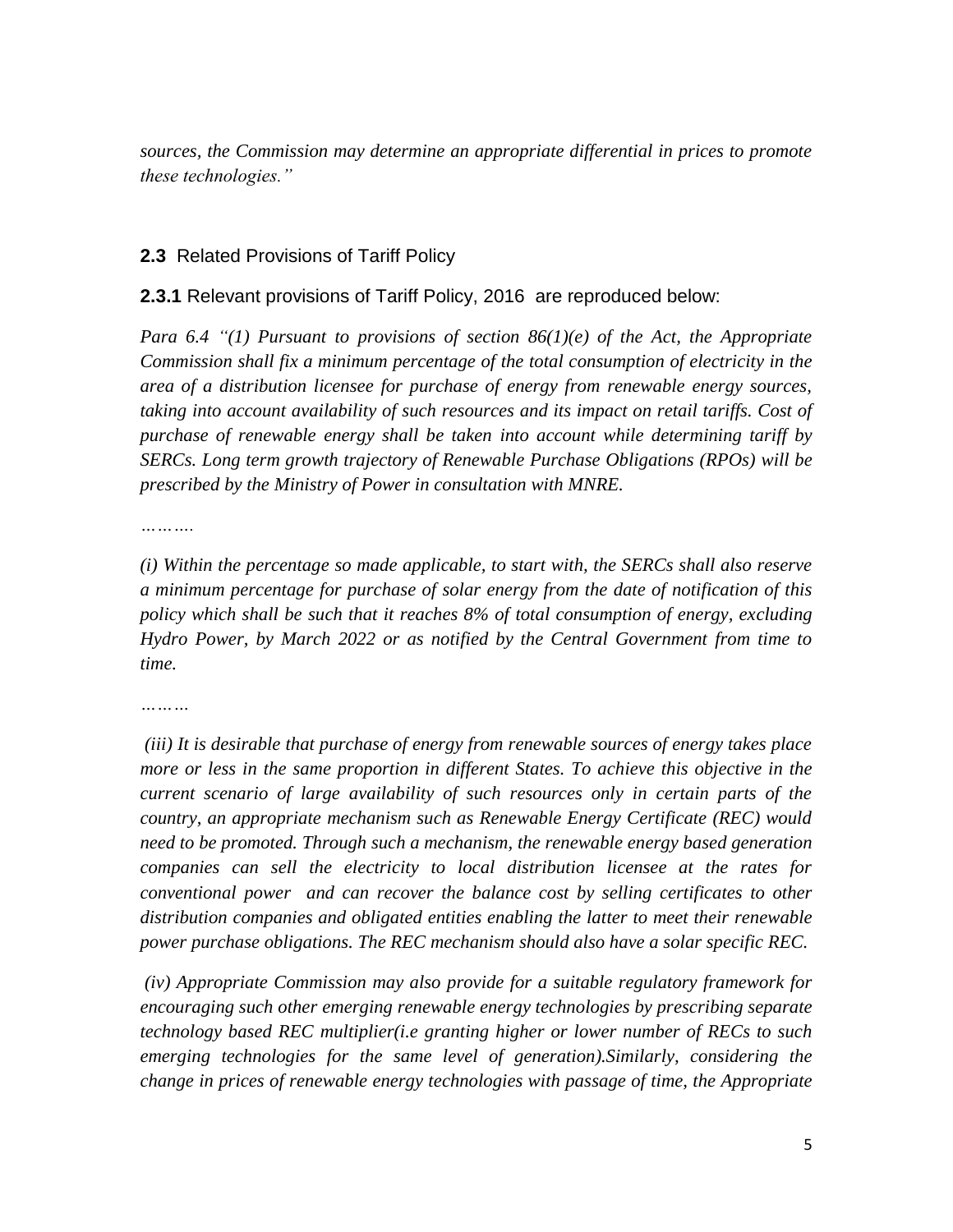*sources, the Commission may determine an appropriate differential in prices to promote these technologies."*

### 2.3 Related Provisions of Tariff Policy

**2.3.1** Relevant provisions of Tariff Policy, 2016 are reproduced below:

*Para 6.4 "(1) Pursuant to provisions of section 86(1)(e) of the Act, the Appropriate Commission shall fix a minimum percentage of the total consumption of electricity in the area of a distribution licensee for purchase of energy from renewable energy sources, taking into account availability of such resources and its impact on retail tariffs. Cost of purchase of renewable energy shall be taken into account while determining tariff by SERCs. Long term growth trajectory of Renewable Purchase Obligations (RPOs) will be prescribed by the Ministry of Power in consultation with MNRE.*

*……….*

*(i) Within the percentage so made applicable, to start with, the SERCs shall also reserve a minimum percentage for purchase of solar energy from the date of notification of this policy which shall be such that it reaches 8% of total consumption of energy, excluding Hydro Power, by March 2022 or as notified by the Central Government from time to time.*

*………*

*(iii) It is desirable that purchase of energy from renewable sources of energy takes place more or less in the same proportion in different States. To achieve this objective in the current scenario of large availability of such resources only in certain parts of the country, an appropriate mechanism such as Renewable Energy Certificate (REC) would need to be promoted. Through such a mechanism, the renewable energy based generation companies can sell the electricity to local distribution licensee at the rates for conventional power and can recover the balance cost by selling certificates to other distribution companies and obligated entities enabling the latter to meet their renewable power purchase obligations. The REC mechanism should also have a solar specific REC.*

*(iv) Appropriate Commission may also provide for a suitable regulatory framework for encouraging such other emerging renewable energy technologies by prescribing separate technology based REC multiplier(i.e granting higher or lower number of RECs to such emerging technologies for the same level of generation).Similarly, considering the change in prices of renewable energy technologies with passage of time, the Appropriate*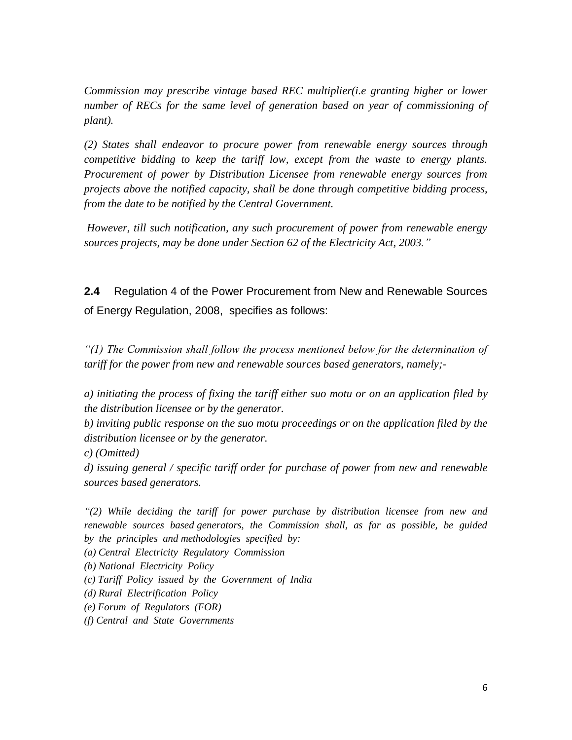*Commission may prescribe vintage based REC multiplier(i.e granting higher or lower number of RECs for the same level of generation based on year of commissioning of plant).*

*(2) States shall endeavor to procure power from renewable energy sources through competitive bidding to keep the tariff low, except from the waste to energy plants. Procurement of power by Distribution Licensee from renewable energy sources from projects above the notified capacity, shall be done through competitive bidding process, from the date to be notified by the Central Government.*

*However, till such notification, any such procurement of power from renewable energy sources projects, may be done under Section 62 of the Electricity Act, 2003."*

**2.4** Regulation 4 of the Power Procurement from New and Renewable Sources of Energy Regulation, 2008, specifies as follows:

*"(1) The Commission shall follow the process mentioned below for the determination of tariff for the power from new and renewable sources based generators, namely;-*

*a) initiating the process of fixing the tariff either suo motu or on an application filed by the distribution licensee or by the generator.*
*b) inviting public response on the suo motu proceedings or on the application filed by the distribution licensee or by the generator.*
*c) (Omitted)*
*d) issuing general / specific tariff order for purchase of power from new and renewable sources based generators.*

*"(2) While deciding the tariff for power purchase by distribution licensee from new and renewable sources based generators, the Commission shall, as far as possible, be guided by the principles and methodologies specified by:*
*(a) Central Electricity Regulatory Commission*
*(b) National Electricity Policy*
*(c) Tariff Policy issued by the Government of India*
*(d) Rural Electrification Policy*
*(e) Forum of Regulators (FOR)*
*(f) Central and State Governments*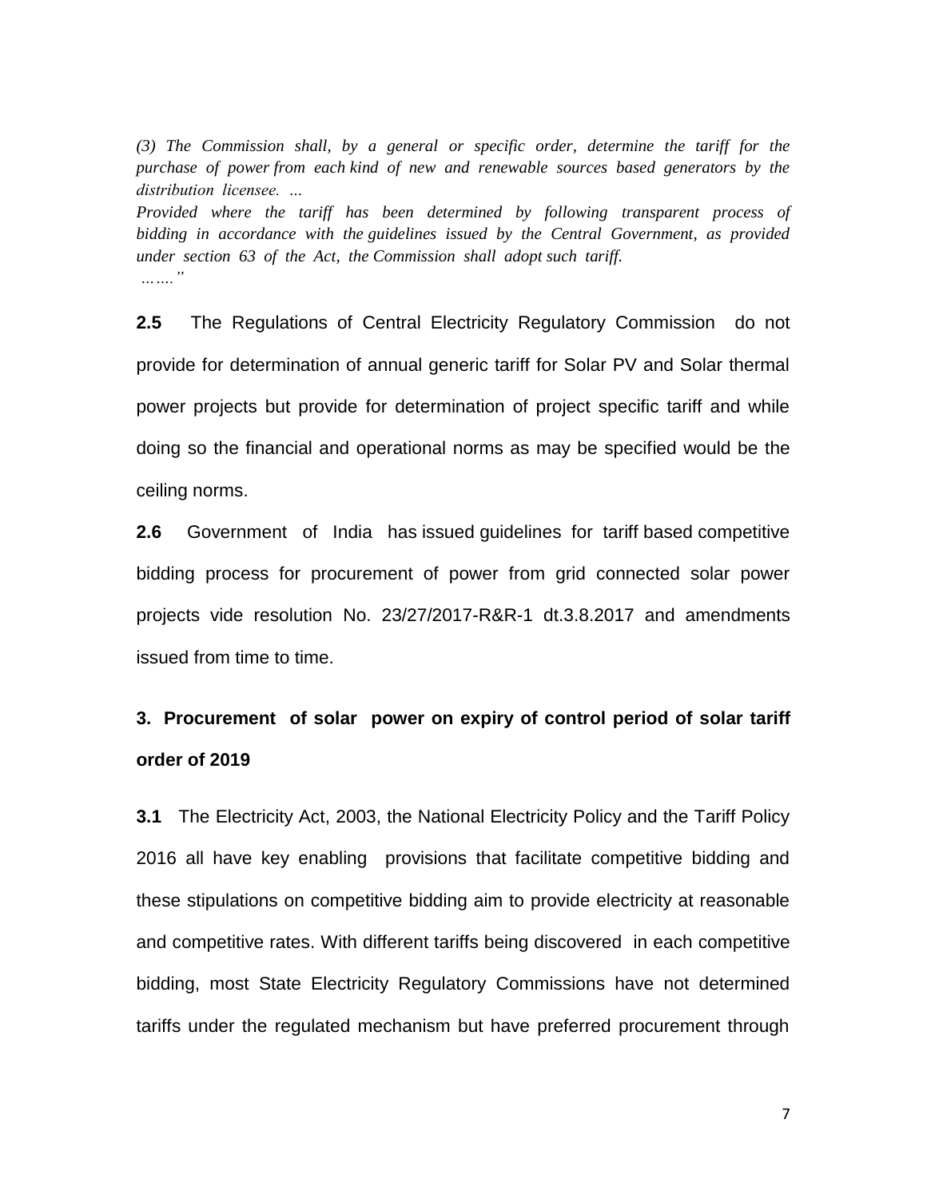*(3) The Commission shall, by a general or specific order, determine the tariff for the purchase of power from each kind of new and renewable sources based generators by the distribution licensee. …*

*Provided where the tariff has been determined by following transparent process of bidding in accordance with the guidelines issued by the Central Government, as provided under section 63 of the Act, the Commission shall adopt such tariff.*

*……."*

**2.5** The Regulations of Central Electricity Regulatory Commission do not provide for determination of annual generic tariff for Solar PV and Solar thermal power projects but provide for determination of project specific tariff and while doing so the financial and operational norms as may be specified would be the ceiling norms.

**2.6** Government of India has issued guidelines for tariff based competitive bidding process for procurement of power from grid connected solar power projects vide resolution No. 23/27/2017-R&R-1 dt.3.8.2017 and amendments issued from time to time.

## 3. Procurement of solar power on expiry of control period of solar tariff order of 2019

**3.1** The Electricity Act, 2003, the National Electricity Policy and the Tariff Policy 2016 all have key enabling provisions that facilitate competitive bidding and these stipulations on competitive bidding aim to provide electricity at reasonable and competitive rates. With different tariffs being discovered in each competitive bidding, most State Electricity Regulatory Commissions have not determined tariffs under the regulated mechanism but have preferred procurement through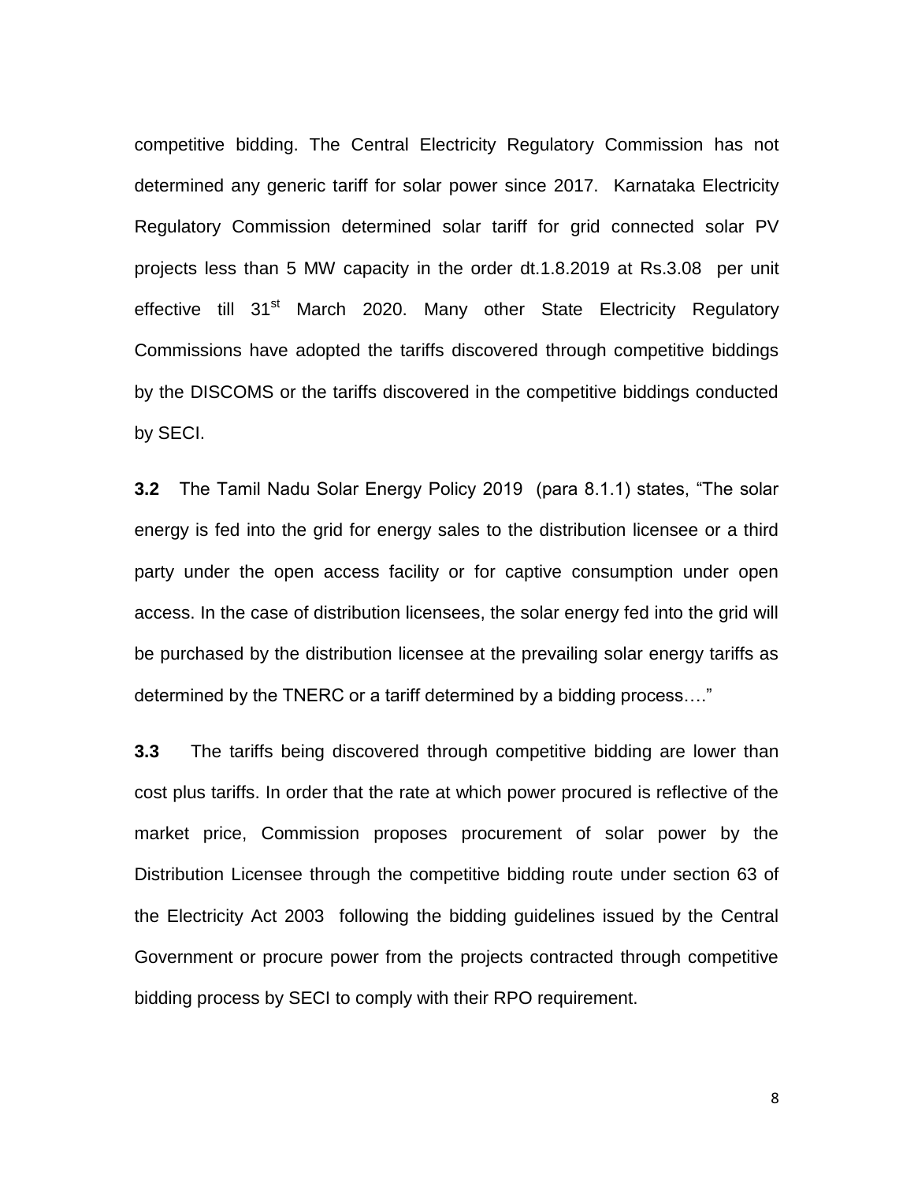competitive bidding. The Central Electricity Regulatory Commission has not determined any generic tariff for solar power since 2017. Karnataka Electricity Regulatory Commission determined solar tariff for grid connected solar PV projects less than 5 MW capacity in the order dt.1.8.2019 at Rs.3.08 per unit effective till 31st March 2020. Many other State Electricity Regulatory Commissions have adopted the tariffs discovered through competitive biddings by the DISCOMS or the tariffs discovered in the competitive biddings conducted by SECI.

**3.2** The Tamil Nadu Solar Energy Policy 2019 (para 8.1.1) states, "The solar energy is fed into the grid for energy sales to the distribution licensee or a third party under the open access facility or for captive consumption under open access. In the case of distribution licensees, the solar energy fed into the grid will be purchased by the distribution licensee at the prevailing solar energy tariffs as determined by the TNERC or a tariff determined by a bidding process…."

**3.3** The tariffs being discovered through competitive bidding are lower than cost plus tariffs. In order that the rate at which power procured is reflective of the market price, Commission proposes procurement of solar power by the Distribution Licensee through the competitive bidding route under section 63 of the Electricity Act 2003 following the bidding guidelines issued by the Central Government or procure power from the projects contracted through competitive bidding process by SECI to comply with their RPO requirement.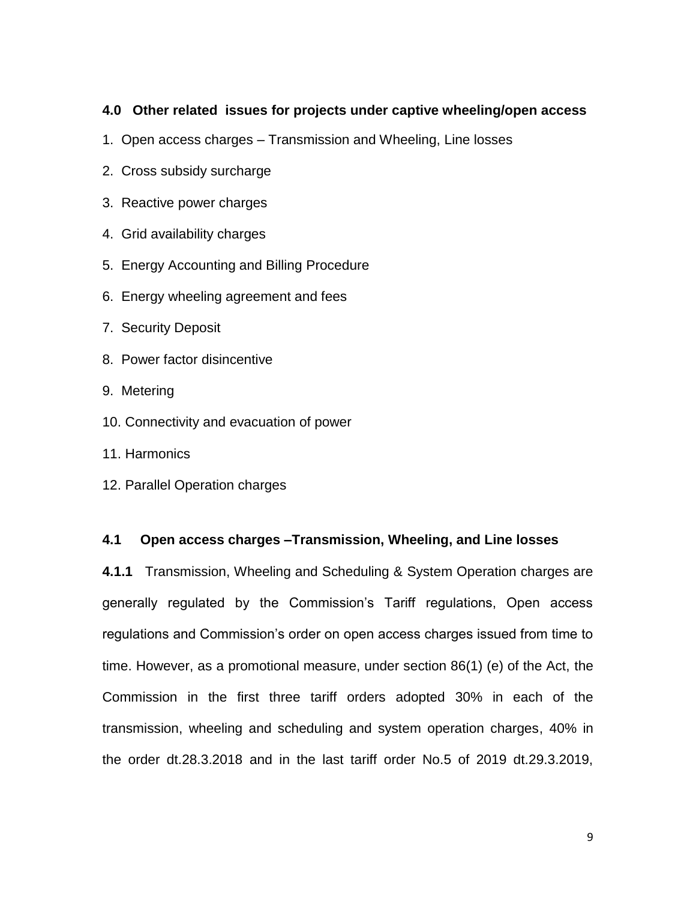### 4.0 Other related issues for projects under captive wheeling/open access

1. Open access charges – Transmission and Wheeling, Line losses
2. Cross subsidy surcharge
3. Reactive power charges
4. Grid availability charges
5. Energy Accounting and Billing Procedure
6. Energy wheeling agreement and fees
7. Security Deposit
8. Power factor disincentive
9. Metering
10. Connectivity and evacuation of power
11. Harmonics
12. Parallel Operation charges

### 4.1 Open access charges –Transmission, Wheeling, and Line losses

**4.1.1** Transmission, Wheeling and Scheduling & System Operation charges are generally regulated by the Commission's Tariff regulations, Open access regulations and Commission's order on open access charges issued from time to time. However, as a promotional measure, under section 86(1) (e) of the Act, the Commission in the first three tariff orders adopted 30% in each of the transmission, wheeling and scheduling and system operation charges, 40% in the order dt.28.3.2018 and in the last tariff order No.5 of 2019 dt.29.3.2019,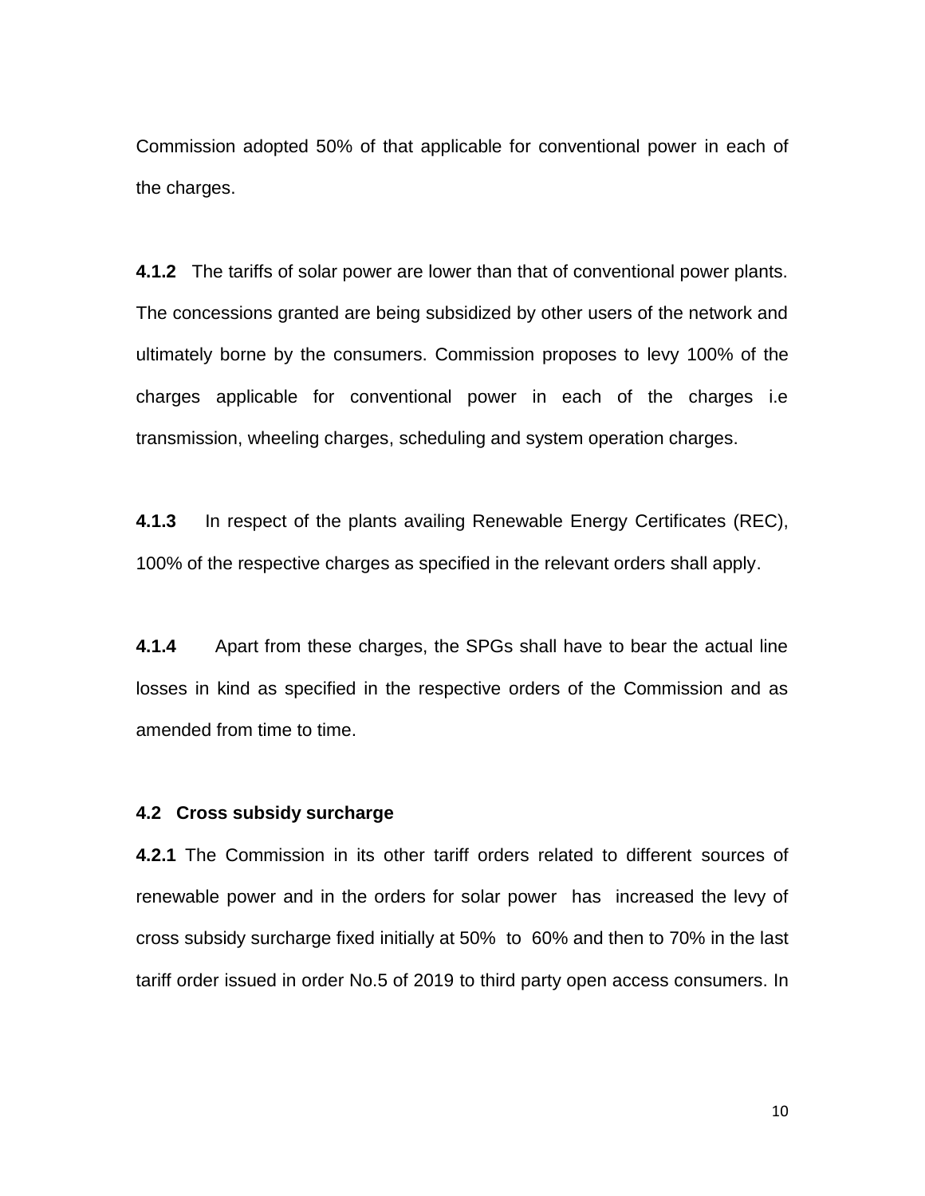Commission adopted 50% of that applicable for conventional power in each of the charges.

**4.1.2** The tariffs of solar power are lower than that of conventional power plants. The concessions granted are being subsidized by other users of the network and ultimately borne by the consumers. Commission proposes to levy 100% of the charges applicable for conventional power in each of the charges i.e transmission, wheeling charges, scheduling and system operation charges.

**4.1.3** In respect of the plants availing Renewable Energy Certificates (REC), 100% of the respective charges as specified in the relevant orders shall apply.

**4.1.4** Apart from these charges, the SPGs shall have to bear the actual line losses in kind as specified in the respective orders of the Commission and as amended from time to time.

### 4.2 Cross subsidy surcharge

**4.2.1** The Commission in its other tariff orders related to different sources of renewable power and in the orders for solar power has increased the levy of cross subsidy surcharge fixed initially at 50% to 60% and then to 70% in the last tariff order issued in order No.5 of 2019 to third party open access consumers. In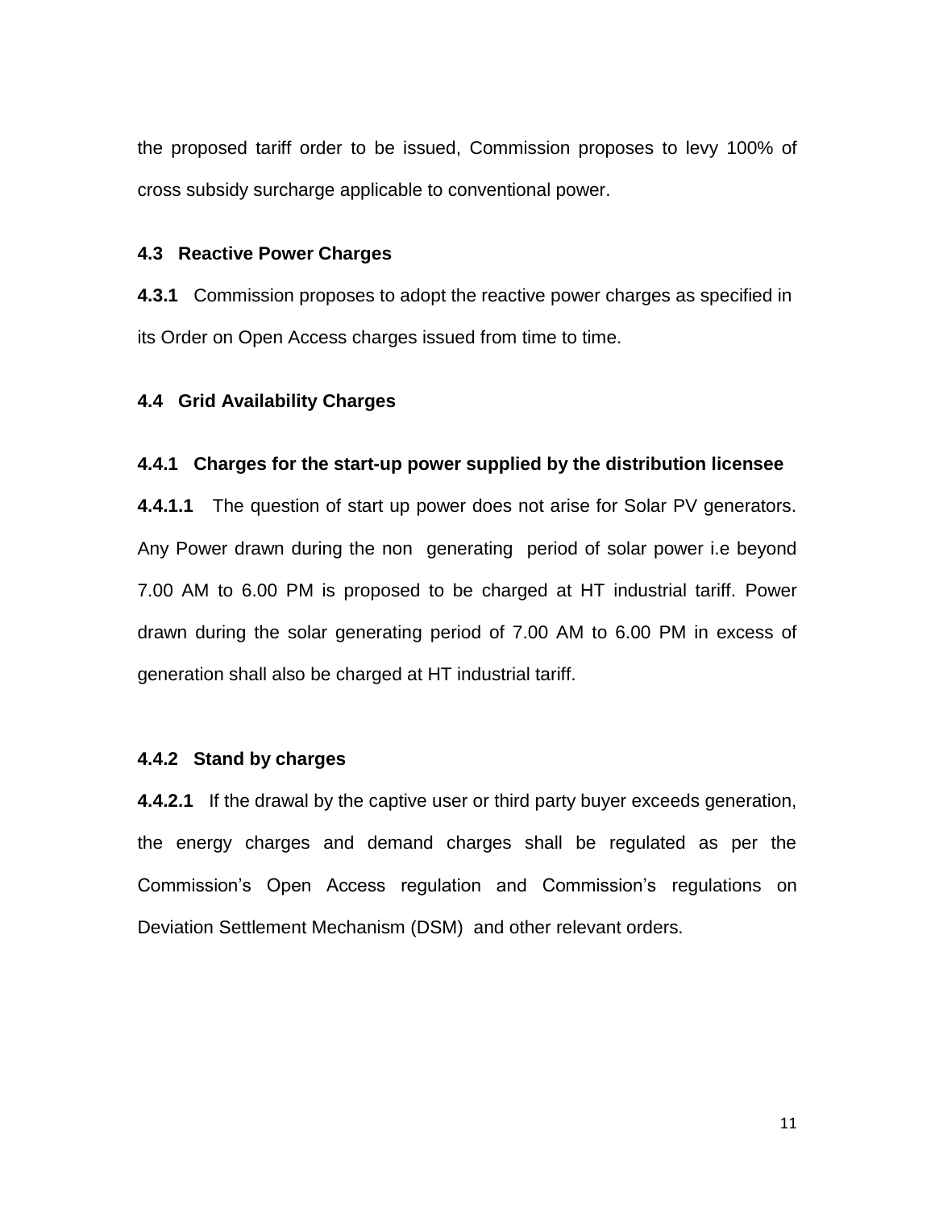the proposed tariff order to be issued, Commission proposes to levy 100% of cross subsidy surcharge applicable to conventional power.

### 4.3 Reactive Power Charges

**4.3.1** Commission proposes to adopt the reactive power charges as specified in its Order on Open Access charges issued from time to time.

### 4.4 Grid Availability Charges

#### 4.4.1 Charges for the start-up power supplied by the distribution licensee

**4.4.1.1** The question of start up power does not arise for Solar PV generators. Any Power drawn during the non generating period of solar power i.e beyond 7.00 AM to 6.00 PM is proposed to be charged at HT industrial tariff. Power drawn during the solar generating period of 7.00 AM to 6.00 PM in excess of generation shall also be charged at HT industrial tariff.

#### 4.4.2 Stand by charges

**4.4.2.1** If the drawal by the captive user or third party buyer exceeds generation, the energy charges and demand charges shall be regulated as per the Commission's Open Access regulation and Commission's regulations on Deviation Settlement Mechanism (DSM) and other relevant orders.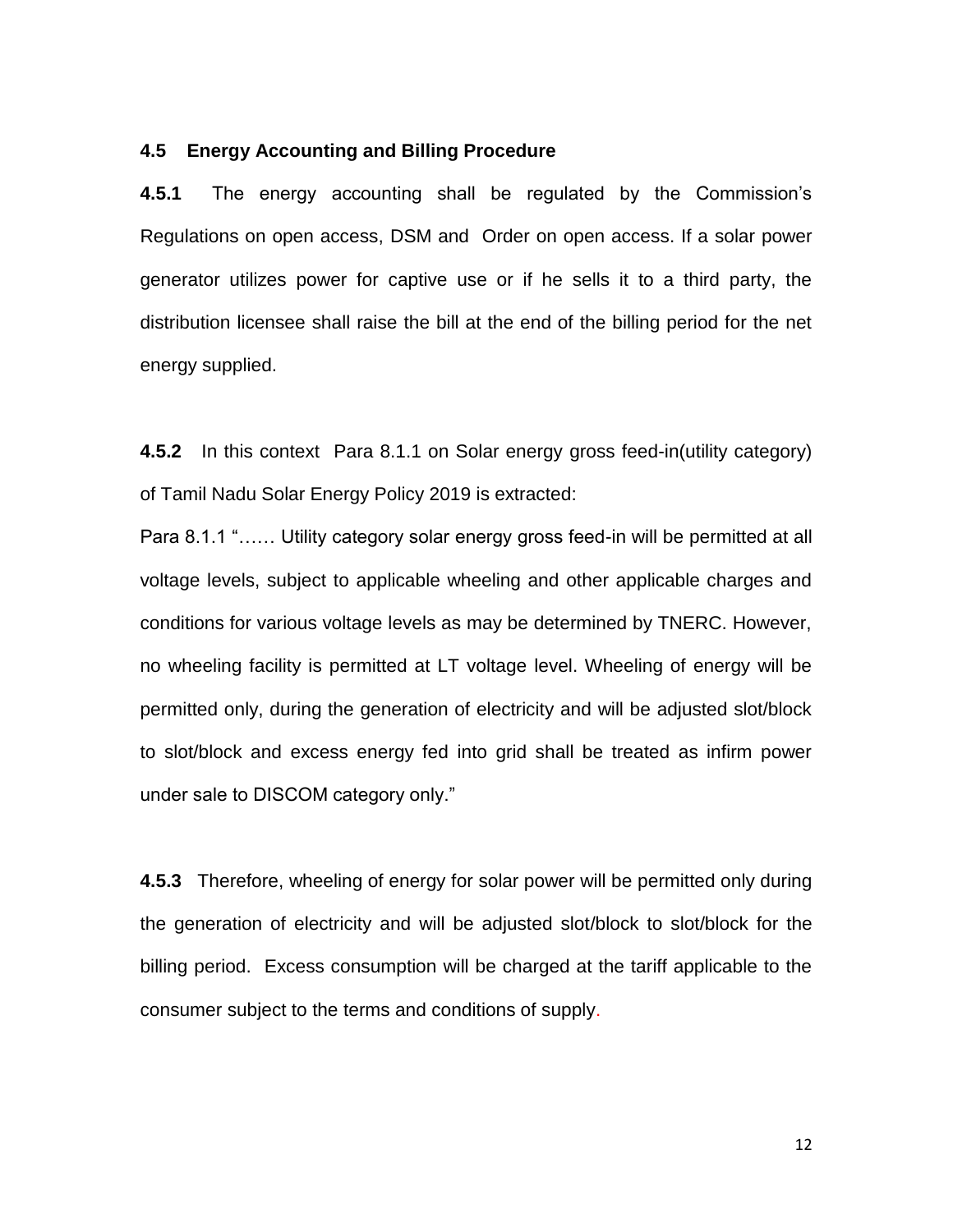### 4.5 Energy Accounting and Billing Procedure

**4.5.1** The energy accounting shall be regulated by the Commission's Regulations on open access, DSM and Order on open access. If a solar power generator utilizes power for captive use or if he sells it to a third party, the distribution licensee shall raise the bill at the end of the billing period for the net energy supplied.

**4.5.2** In this context Para 8.1.1 on Solar energy gross feed-in(utility category) of Tamil Nadu Solar Energy Policy 2019 is extracted:

Para 8.1.1 "…… Utility category solar energy gross feed-in will be permitted at all voltage levels, subject to applicable wheeling and other applicable charges and conditions for various voltage levels as may be determined by TNERC. However, no wheeling facility is permitted at LT voltage level. Wheeling of energy will be permitted only, during the generation of electricity and will be adjusted slot/block to slot/block and excess energy fed into grid shall be treated as infirm power under sale to DISCOM category only."

**4.5.3** Therefore, wheeling of energy for solar power will be permitted only during the generation of electricity and will be adjusted slot/block to slot/block for the billing period. Excess consumption will be charged at the tariff applicable to the consumer subject to the terms and conditions of supply.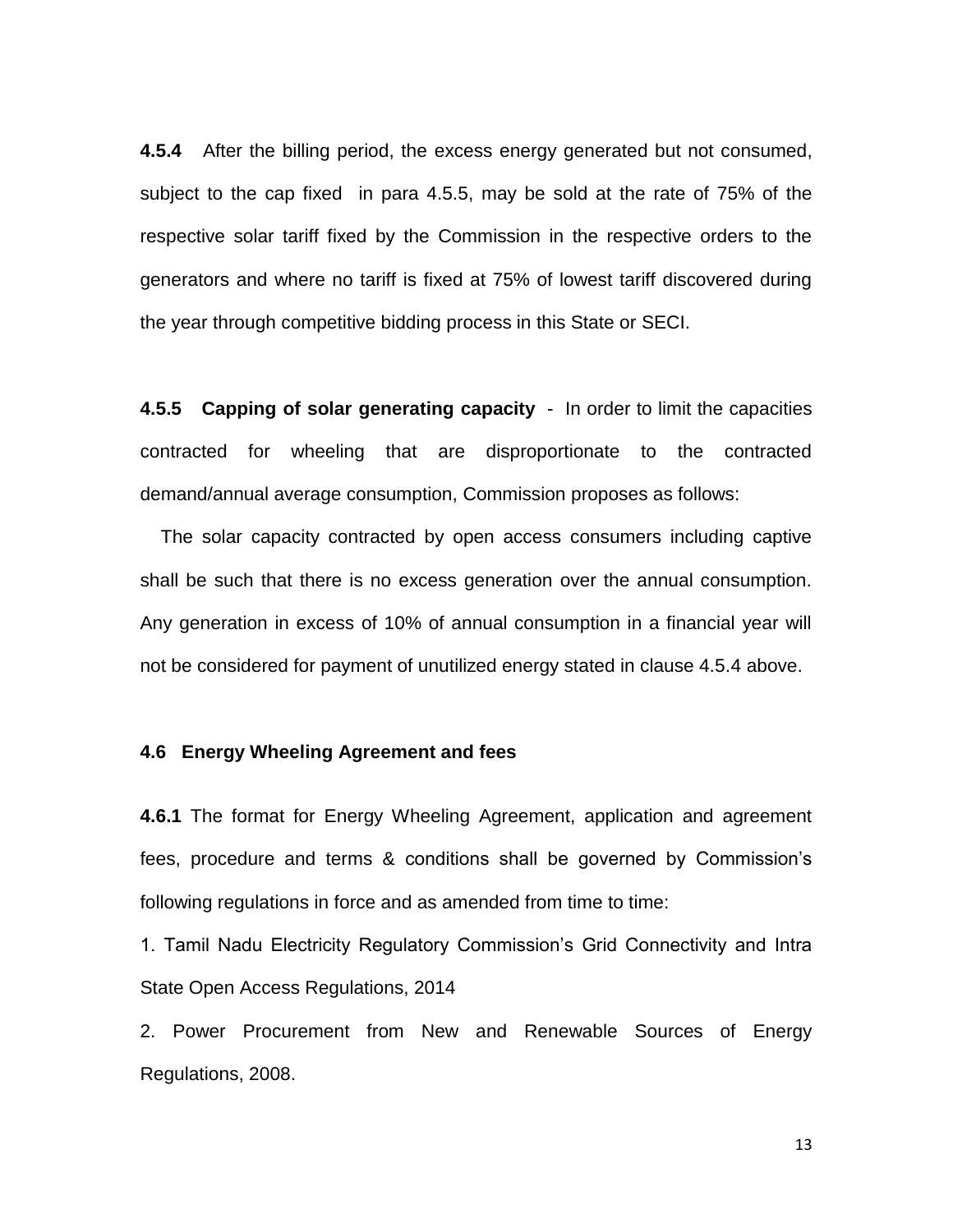**4.5.4** After the billing period, the excess energy generated but not consumed, subject to the cap fixed in para 4.5.5, may be sold at the rate of 75% of the respective solar tariff fixed by the Commission in the respective orders to the generators and where no tariff is fixed at 75% of lowest tariff discovered during the year through competitive bidding process in this State or SECI.

**4.5.5 Capping of solar generating capacity** - In order to limit the capacities contracted for wheeling that are disproportionate to the contracted demand/annual average consumption, Commission proposes as follows:

The solar capacity contracted by open access consumers including captive shall be such that there is no excess generation over the annual consumption. Any generation in excess of 10% of annual consumption in a financial year will not be considered for payment of unutilized energy stated in clause 4.5.4 above.

### 4.6 Energy Wheeling Agreement and fees

**4.6.1** The format for Energy Wheeling Agreement, application and agreement fees, procedure and terms & conditions shall be governed by Commission's following regulations in force and as amended from time to time:

1. Tamil Nadu Electricity Regulatory Commission's Grid Connectivity and Intra State Open Access Regulations, 2014

2. Power Procurement from New and Renewable Sources of Energy Regulations, 2008.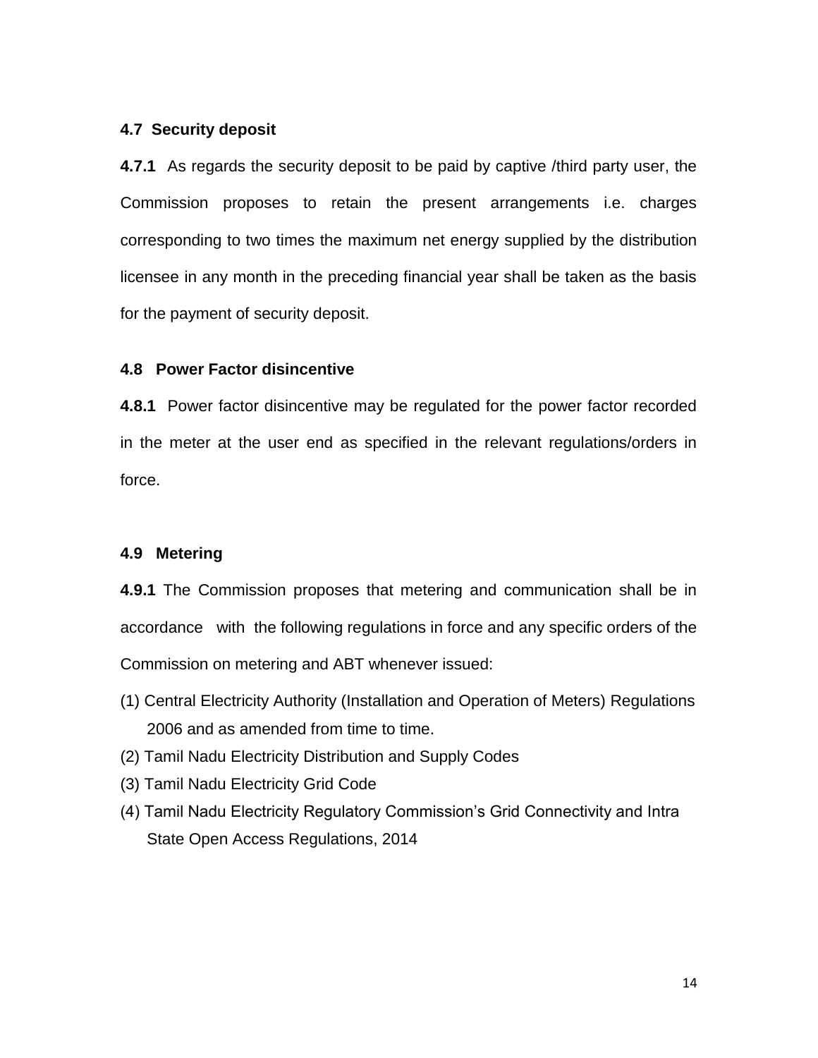### 4.7 Security deposit

**4.7.1** As regards the security deposit to be paid by captive /third party user, the Commission proposes to retain the present arrangements i.e. charges corresponding to two times the maximum net energy supplied by the distribution licensee in any month in the preceding financial year shall be taken as the basis for the payment of security deposit.

### 4.8 Power Factor disincentive

**4.8.1** Power factor disincentive may be regulated for the power factor recorded in the meter at the user end as specified in the relevant regulations/orders in force.

### 4.9 Metering

**4.9.1** The Commission proposes that metering and communication shall be in accordance with the following regulations in force and any specific orders of the Commission on metering and ABT whenever issued:

(1) Central Electricity Authority (Installation and Operation of Meters) Regulations 2006 and as amended from time to time.
(2) Tamil Nadu Electricity Distribution and Supply Codes
(3) Tamil Nadu Electricity Grid Code
(4) Tamil Nadu Electricity Regulatory Commission's Grid Connectivity and Intra State Open Access Regulations, 2014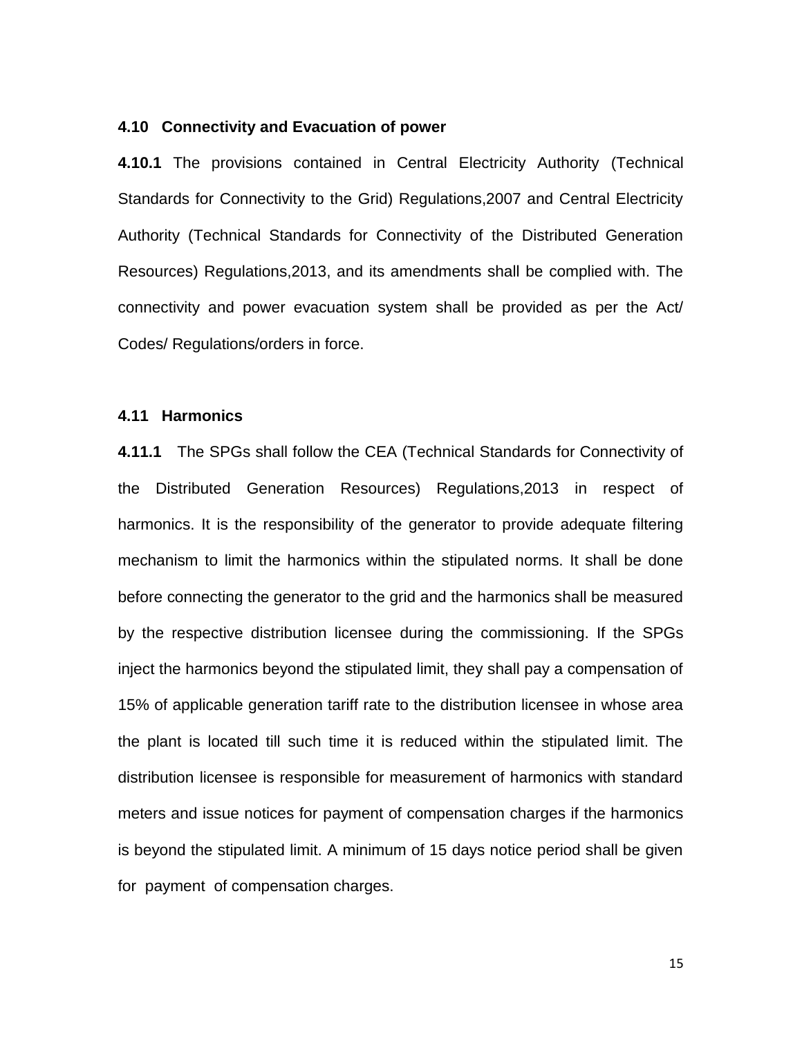### 4.10 Connectivity and Evacuation of power

**4.10.1** The provisions contained in Central Electricity Authority (Technical Standards for Connectivity to the Grid) Regulations,2007 and Central Electricity Authority (Technical Standards for Connectivity of the Distributed Generation Resources) Regulations,2013, and its amendments shall be complied with. The connectivity and power evacuation system shall be provided as per the Act/ Codes/ Regulations/orders in force.

### 4.11 Harmonics

**4.11.1** The SPGs shall follow the CEA (Technical Standards for Connectivity of the Distributed Generation Resources) Regulations,2013 in respect of harmonics. It is the responsibility of the generator to provide adequate filtering mechanism to limit the harmonics within the stipulated norms. It shall be done before connecting the generator to the grid and the harmonics shall be measured by the respective distribution licensee during the commissioning. If the SPGs inject the harmonics beyond the stipulated limit, they shall pay a compensation of 15% of applicable generation tariff rate to the distribution licensee in whose area the plant is located till such time it is reduced within the stipulated limit. The distribution licensee is responsible for measurement of harmonics with standard meters and issue notices for payment of compensation charges if the harmonics is beyond the stipulated limit. A minimum of 15 days notice period shall be given for payment of compensation charges.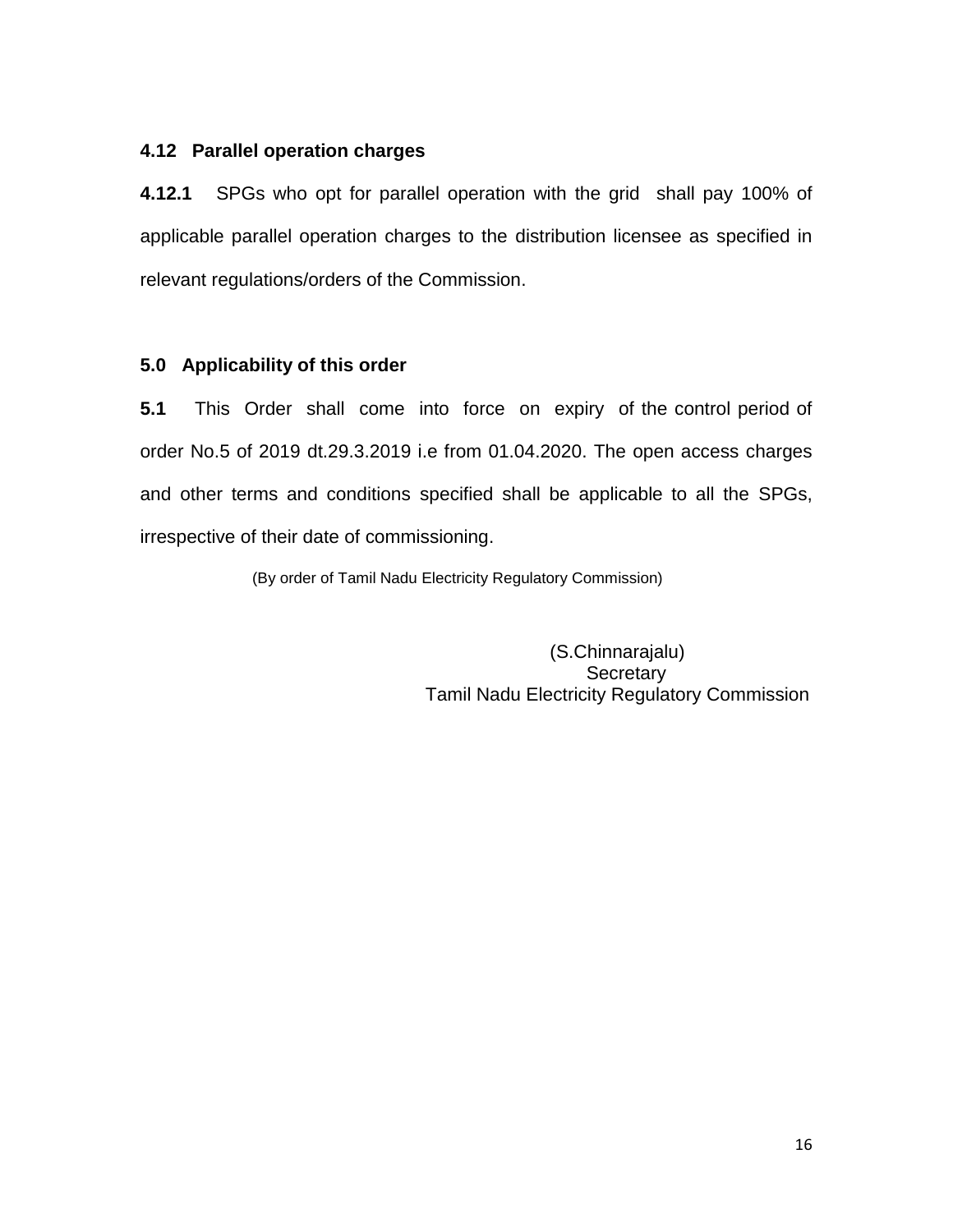### 4.12 Parallel operation charges

**4.12.1** SPGs who opt for parallel operation with the grid shall pay 100% of applicable parallel operation charges to the distribution licensee as specified in relevant regulations/orders of the Commission.

### 5.0 Applicability of this order

**5.1** This Order shall come into force on expiry of the control period of order No.5 of 2019 dt.29.3.2019 i.e from 01.04.2020. The open access charges and other terms and conditions specified shall be applicable to all the SPGs, irrespective of their date of commissioning.

(By order of Tamil Nadu Electricity Regulatory Commission)

(S.Chinnarajalu)
Secretary
Tamil Nadu Electricity Regulatory Commission